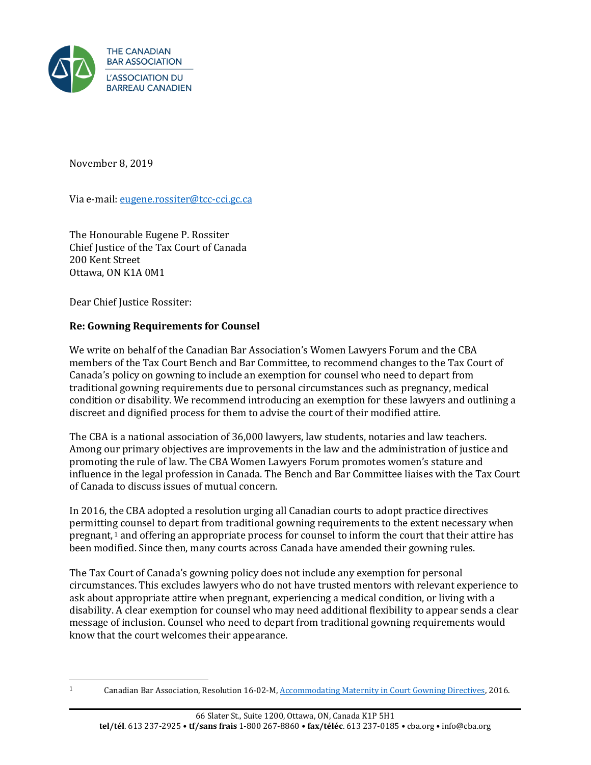THE CANADIAN BAR ASSOCIATION
L'ASSOCIATION DU BARREAU CANADIEN

November 8, 2019

Via e-mail: eugene.rossiter@tcc-cci.gc.ca

The Honourable Eugene P. Rossiter
Chief Justice of the Tax Court of Canada
200 Kent Street
Ottawa, ON K1A 0M1

Dear Chief Justice Rossiter:

**Re: Gowning Requirements for Counsel**

We write on behalf of the Canadian Bar Association's Women Lawyers Forum and the CBA members of the Tax Court Bench and Bar Committee, to recommend changes to the Tax Court of Canada's policy on gowning to include an exemption for counsel who need to depart from traditional gowning requirements due to personal circumstances such as pregnancy, medical condition or disability. We recommend introducing an exemption for these lawyers and outlining a discreet and dignified process for them to advise the court of their modified attire.

The CBA is a national association of 36,000 lawyers, law students, notaries and law teachers. Among our primary objectives are improvements in the law and the administration of justice and promoting the rule of law. The CBA Women Lawyers Forum promotes women's stature and influence in the legal profession in Canada. The Bench and Bar Committee liaises with the Tax Court of Canada to discuss issues of mutual concern.

In 2016, the CBA adopted a resolution urging all Canadian courts to adopt practice directives permitting counsel to depart from traditional gowning requirements to the extent necessary when pregnant,[1] and offering an appropriate process for counsel to inform the court that their attire has been modified. Since then, many courts across Canada have amended their gowning rules.

The Tax Court of Canada's gowning policy does not include any exemption for personal circumstances. This excludes lawyers who do not have trusted mentors with relevant experience to ask about appropriate attire when pregnant, experiencing a medical condition, or living with a disability. A clear exemption for counsel who may need additional flexibility to appear sends a clear message of inclusion. Counsel who need to depart from traditional gowning requirements would know that the court welcomes their appearance.

[1] Canadian Bar Association, Resolution 16-02-M, Accommodating Maternity in Court Gowning Directives, 2016.

66 Slater St., Suite 1200, Ottawa, ON, Canada K1P 5H1
**tel/tél**. 613 237-2925 • **tf/sans frais** 1-800 267-8860 • **fax/téléc**. 613 237-0185 • cba.org • info@cba.org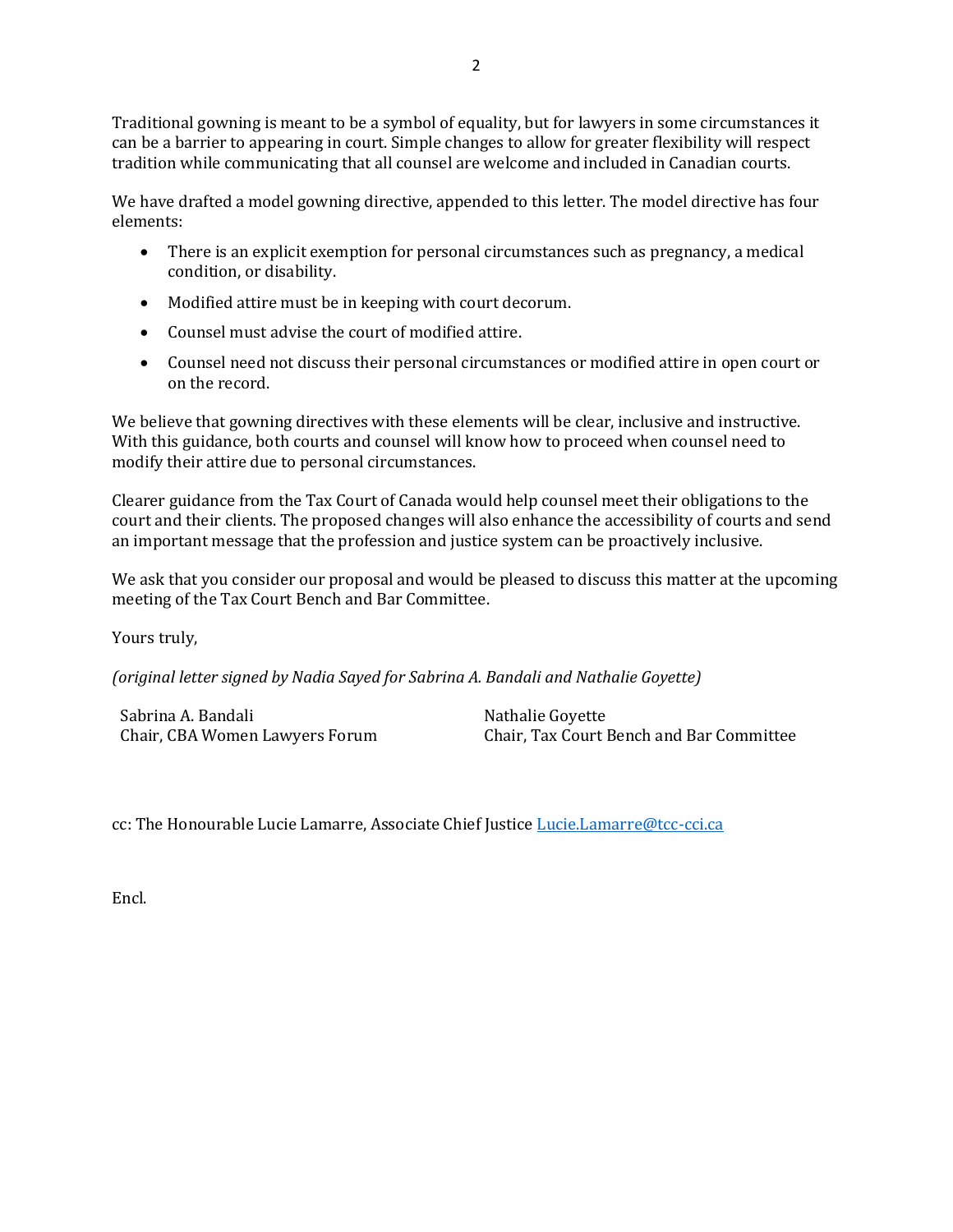Traditional gowning is meant to be a symbol of equality, but for lawyers in some circumstances it can be a barrier to appearing in court. Simple changes to allow for greater flexibility will respect tradition while communicating that all counsel are welcome and included in Canadian courts.

We have drafted a model gowning directive, appended to this letter. The model directive has four elements:

- There is an explicit exemption for personal circumstances such as pregnancy, a medical condition, or disability.
- Modified attire must be in keeping with court decorum.
- Counsel must advise the court of modified attire.
- Counsel need not discuss their personal circumstances or modified attire in open court or on the record.

We believe that gowning directives with these elements will be clear, inclusive and instructive. With this guidance, both courts and counsel will know how to proceed when counsel need to modify their attire due to personal circumstances.

Clearer guidance from the Tax Court of Canada would help counsel meet their obligations to the court and their clients. The proposed changes will also enhance the accessibility of courts and send an important message that the profession and justice system can be proactively inclusive.

We ask that you consider our proposal and would be pleased to discuss this matter at the upcoming meeting of the Tax Court Bench and Bar Committee.

Yours truly,

*(original letter signed by Nadia Sayed for Sabrina A. Bandali and Nathalie Goyette)*

Sabrina A. Bandali
Chair, CBA Women Lawyers Forum

Nathalie Goyette
Chair, Tax Court Bench and Bar Committee

cc: The Honourable Lucie Lamarre, Associate Chief Justice [Lucie.Lamarre@tcc-cci.ca](mailto:Lucie.Lamarre@tcc-cci.ca)

Encl.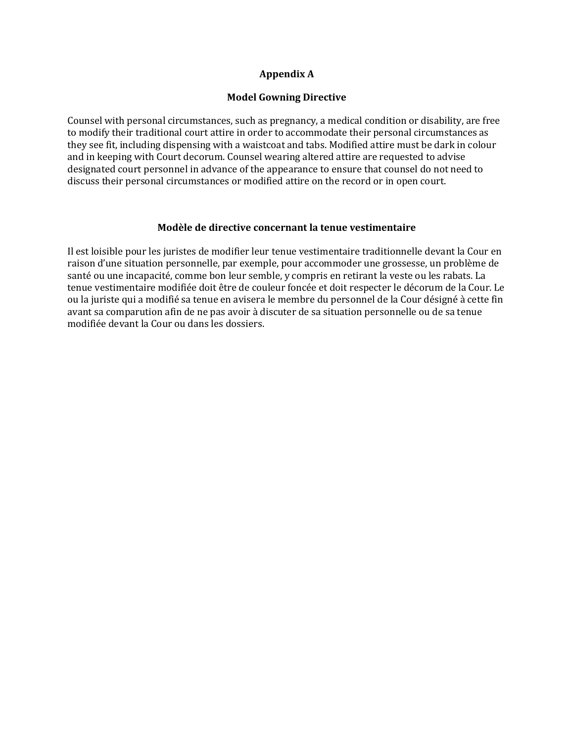# Appendix A

## Model Gowning Directive

Counsel with personal circumstances, such as pregnancy, a medical condition or disability, are free to modify their traditional court attire in order to accommodate their personal circumstances as they see fit, including dispensing with a waistcoat and tabs. Modified attire must be dark in colour and in keeping with Court decorum. Counsel wearing altered attire are requested to advise designated court personnel in advance of the appearance to ensure that counsel do not need to discuss their personal circumstances or modified attire on the record or in open court.

## Modèle de directive concernant la tenue vestimentaire

Il est loisible pour les juristes de modifier leur tenue vestimentaire traditionnelle devant la Cour en raison d'une situation personnelle, par exemple, pour accommoder une grossesse, un problème de santé ou une incapacité, comme bon leur semble, y compris en retirant la veste ou les rabats. La tenue vestimentaire modifiée doit être de couleur foncée et doit respecter le décorum de la Cour. Le ou la juriste qui a modifié sa tenue en avisera le membre du personnel de la Cour désigné à cette fin avant sa comparution afin de ne pas avoir à discuter de sa situation personnelle ou de sa tenue modifiée devant la Cour ou dans les dossiers.